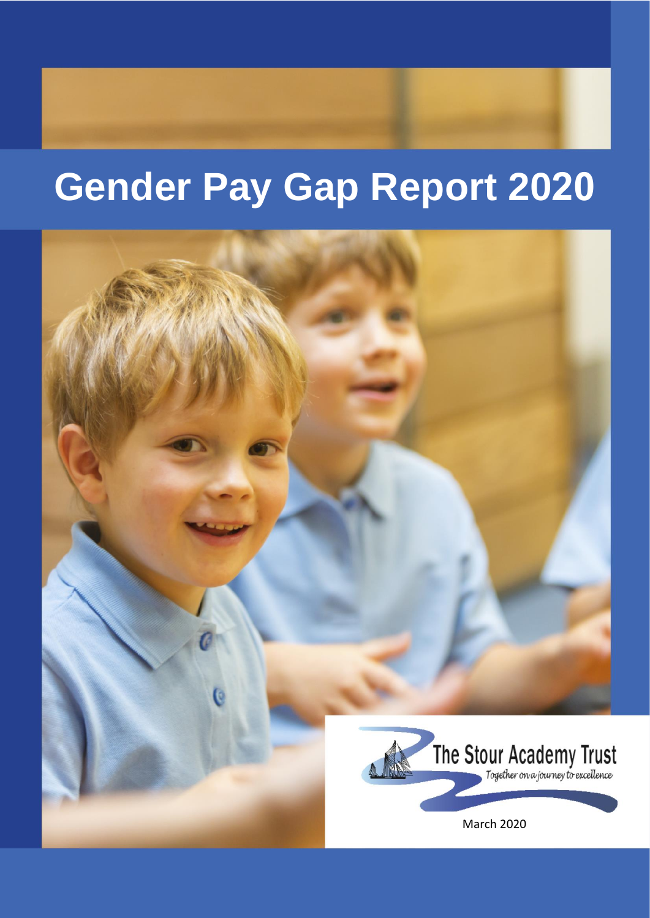# Gender Pay Gap Report 2020

The Stour Academy Trust

*Together on a journey to excellence*

March 2020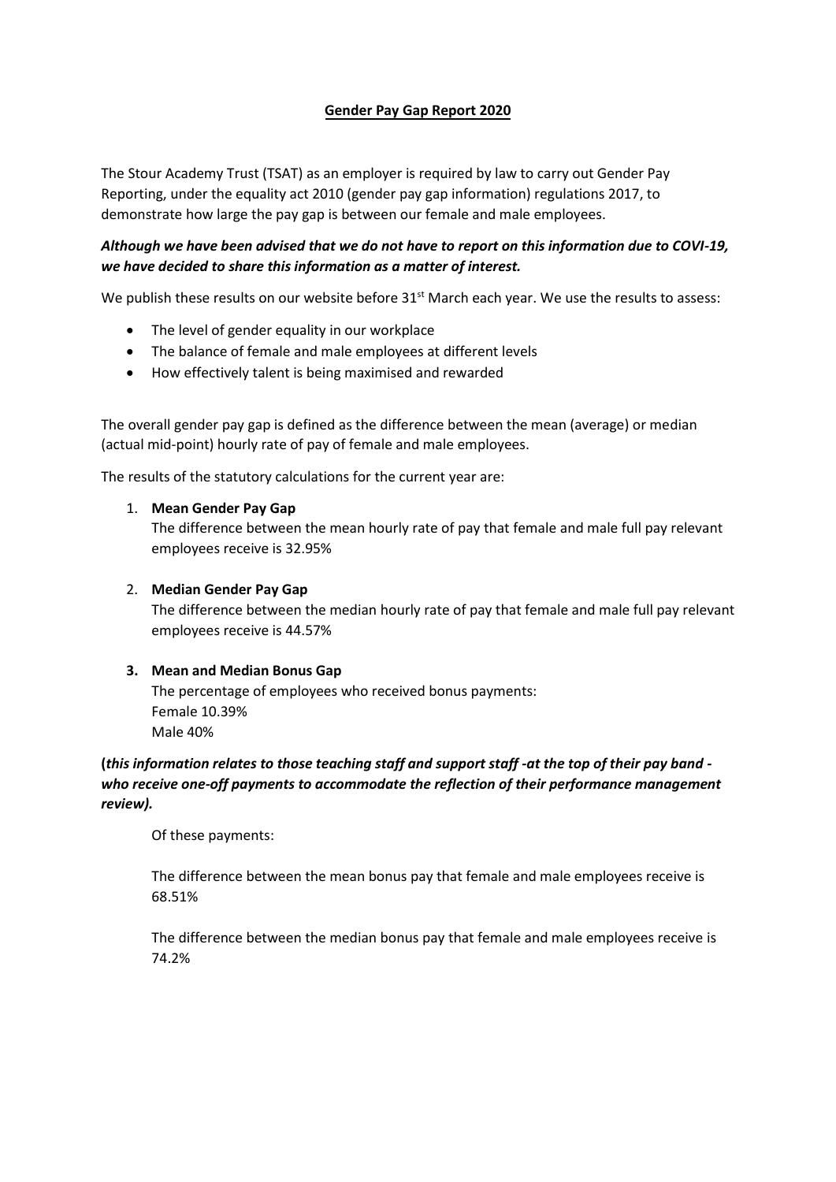# **Gender Pay Gap Report 2020**

The Stour Academy Trust (TSAT) as an employer is required by law to carry out Gender Pay Reporting, under the equality act 2010 (gender pay gap information) regulations 2017, to demonstrate how large the pay gap is between our female and male employees.

***Although we have been advised that we do not have to report on this information due to COVI-19, we have decided to share this information as a matter of interest.***

We publish these results on our website before 31st March each year. We use the results to assess:

- The level of gender equality in our workplace
- The balance of female and male employees at different levels
- How effectively talent is being maximised and rewarded

The overall gender pay gap is defined as the difference between the mean (average) or median (actual mid-point) hourly rate of pay of female and male employees.

The results of the statutory calculations for the current year are:

1. **Mean Gender Pay Gap**
   The difference between the mean hourly rate of pay that female and male full pay relevant employees receive is 32.95%

2. **Median Gender Pay Gap**
   The difference between the median hourly rate of pay that female and male full pay relevant employees receive is 44.57%

3. **Mean and Median Bonus Gap**
   The percentage of employees who received bonus payments:
   Female 10.39%
   Male 40%

**(*this information relates to those teaching staff and support staff -at the top of their pay band - who receive one-off payments to accommodate the reflection of their performance management review).***

Of these payments:

The difference between the mean bonus pay that female and male employees receive is 68.51%

The difference between the median bonus pay that female and male employees receive is 74.2%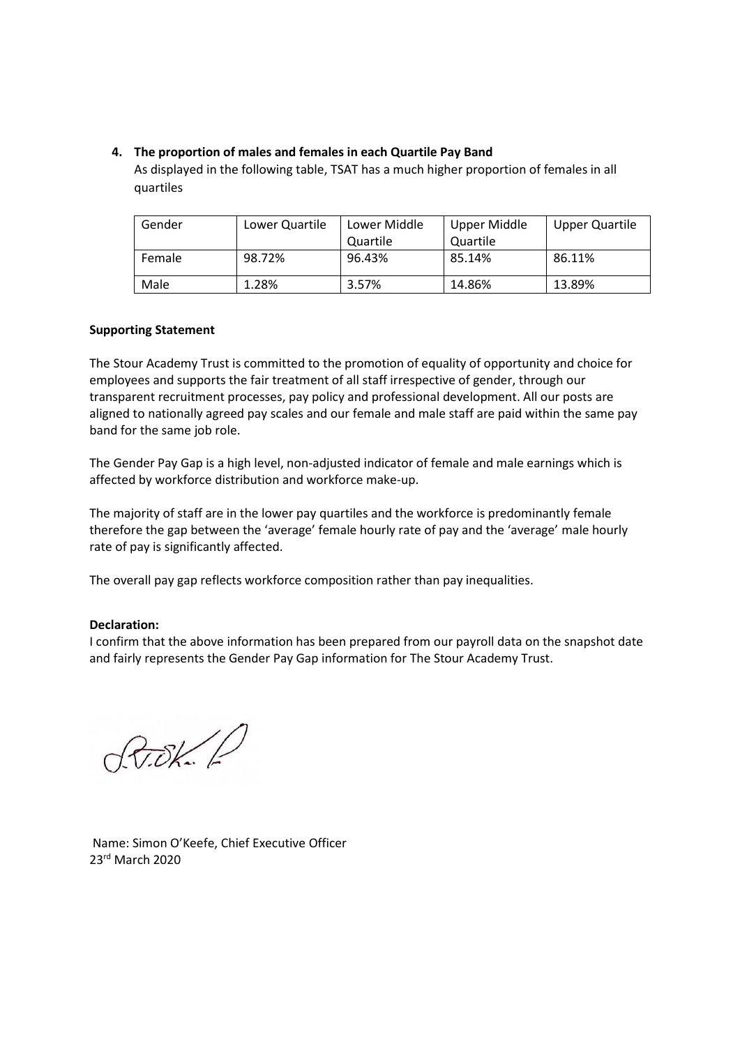4. **The proportion of males and females in each Quartile Pay Band**

   As displayed in the following table, TSAT has a much higher proportion of females in all quartiles

| Gender | Lower Quartile | Lower Middle Quartile | Upper Middle Quartile | Upper Quartile |
|---|---|---|---|---|
| Female | 98.72% | 96.43% | 85.14% | 86.11% |
| Male | 1.28% | 3.57% | 14.86% | 13.89% |

**Supporting Statement**

The Stour Academy Trust is committed to the promotion of equality of opportunity and choice for employees and supports the fair treatment of all staff irrespective of gender, through our transparent recruitment processes, pay policy and professional development. All our posts are aligned to nationally agreed pay scales and our female and male staff are paid within the same pay band for the same job role.

The Gender Pay Gap is a high level, non-adjusted indicator of female and male earnings which is affected by workforce distribution and workforce make-up.

The majority of staff are in the lower pay quartiles and the workforce is predominantly female therefore the gap between the 'average' female hourly rate of pay and the 'average' male hourly rate of pay is significantly affected.

The overall pay gap reflects workforce composition rather than pay inequalities.

**Declaration:**

I confirm that the above information has been prepared from our payroll data on the snapshot date and fairly represents the Gender Pay Gap information for The Stour Academy Trust.

Name: Simon O'Keefe, Chief Executive Officer

23rd March 2020